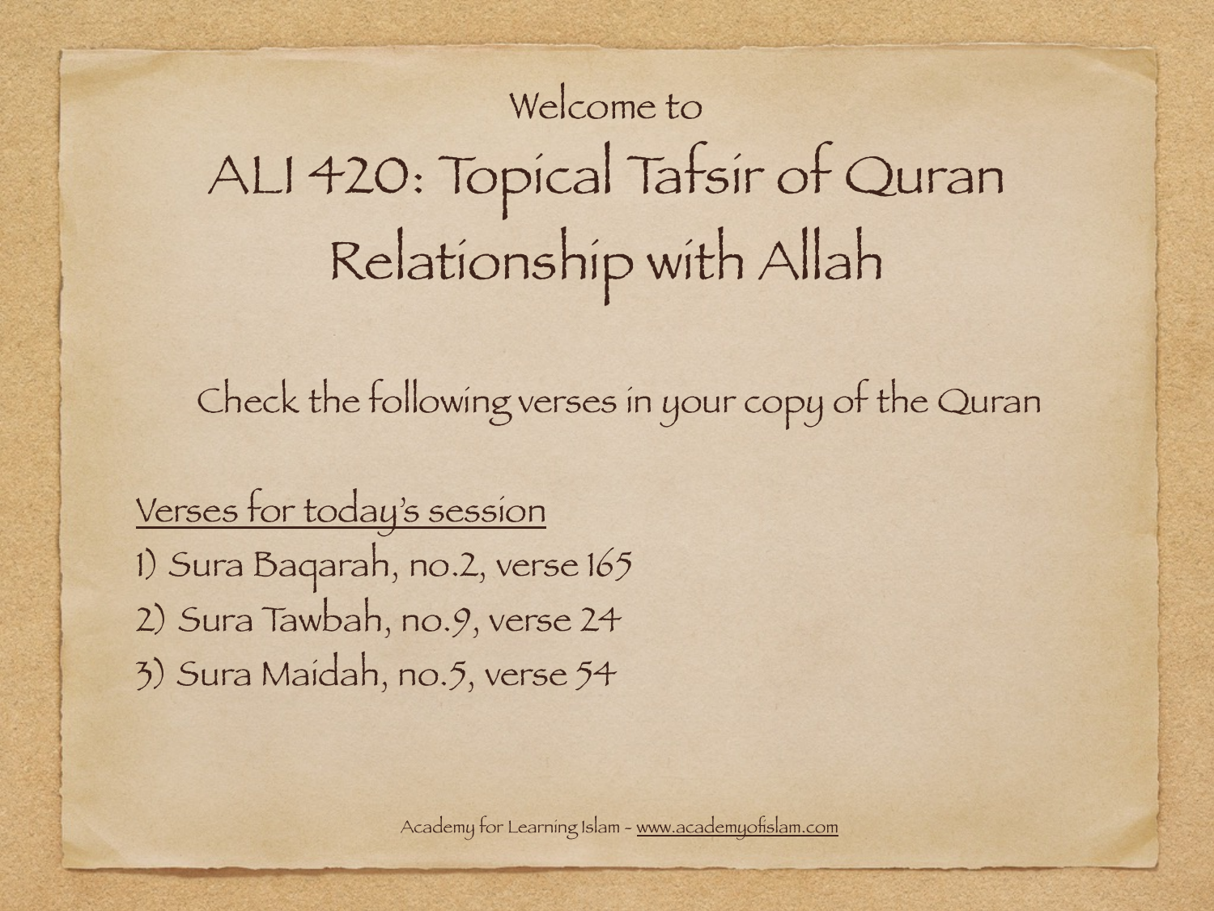Welcome to

# ALI 420: Topical Tafsir of Quran
# Relationship with Allah

Check the following verses in your copy of the Quran

<u>Verses for today's session</u>

1) Sura Baqarah, no.2, verse 165
2) Sura Tawbah, no.9, verse 24
3) Sura Maidah, no.5, verse 54

Academy for Learning Islam - www.academyofislam.com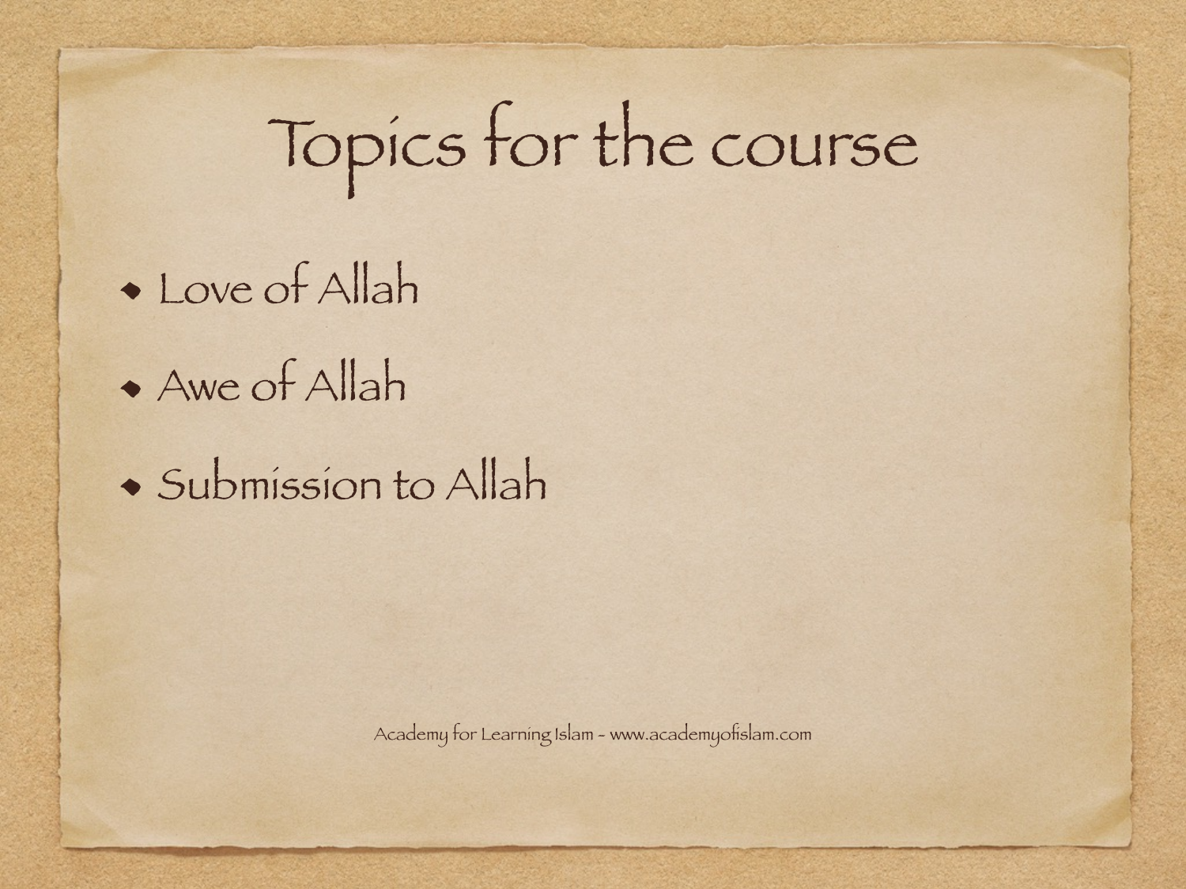# Topics for the course

- Love of Allah
- Awe of Allah
- Submission to Allah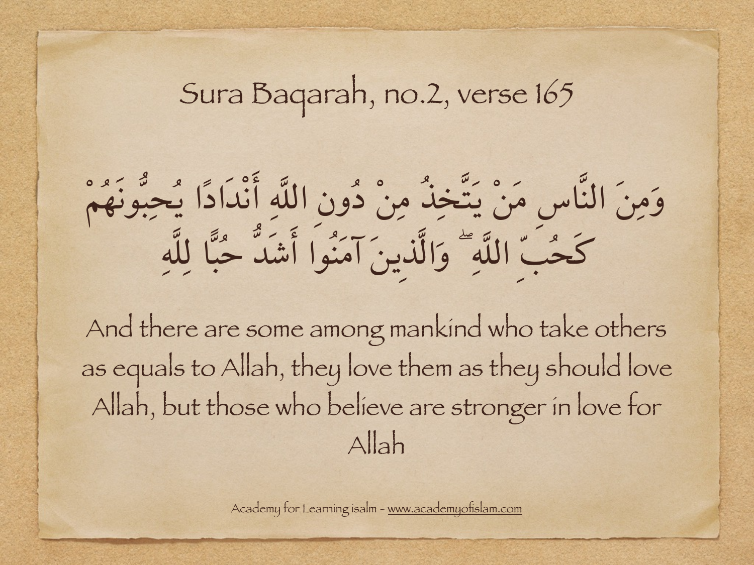# Sura Baqarah, no.2, verse 165

وَمِنَ النَّاسِ مَنْ يَتَّخِذُ مِنْ دُونِ اللَّهِ أَنْدَادًا يُحِبُّونَهُمْ كَحُبِّ اللَّهِ ۖ وَالَّذِينَ آمَنُوا أَشَدُّ حُبًّا لِلَّهِ

And there are some among mankind who take others as equals to Allah, they love them as they should love Allah, but those who believe are stronger in love for Allah

Academy for Learning isalm - www.academyofislam.com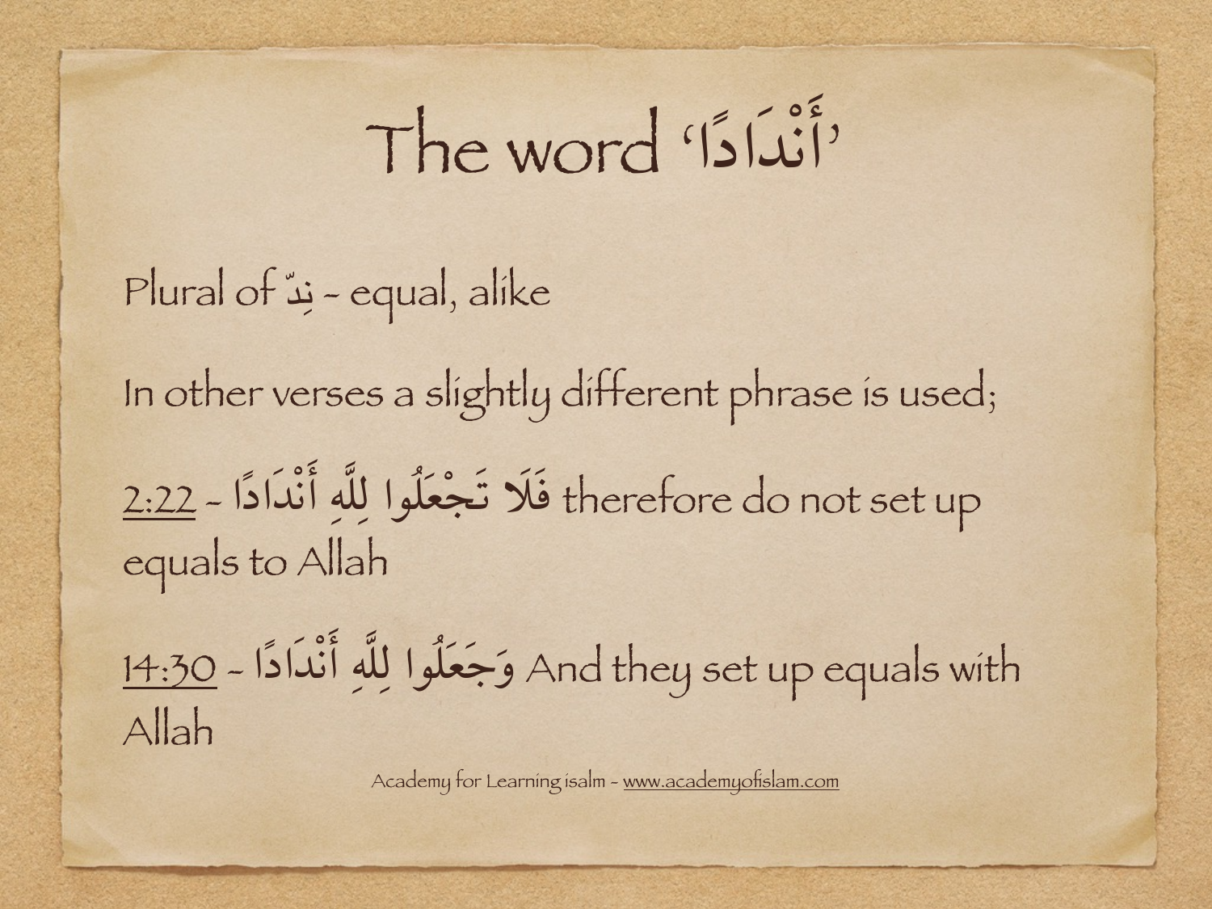# The word 'أَنْدَادًا'

Plural of نِدّ - equal, alike

In other verses a slightly different phrase is used;

2:22 - فَلَا تَجْعَلُوا لِلَّهِ أَنْدَادًا therefore do not set up equals to Allah

14:30 - وَجَعَلُوا لِلَّهِ أَنْدَادًا And they set up equals with Allah

Academy for Learning isalm - www.academyofislam.com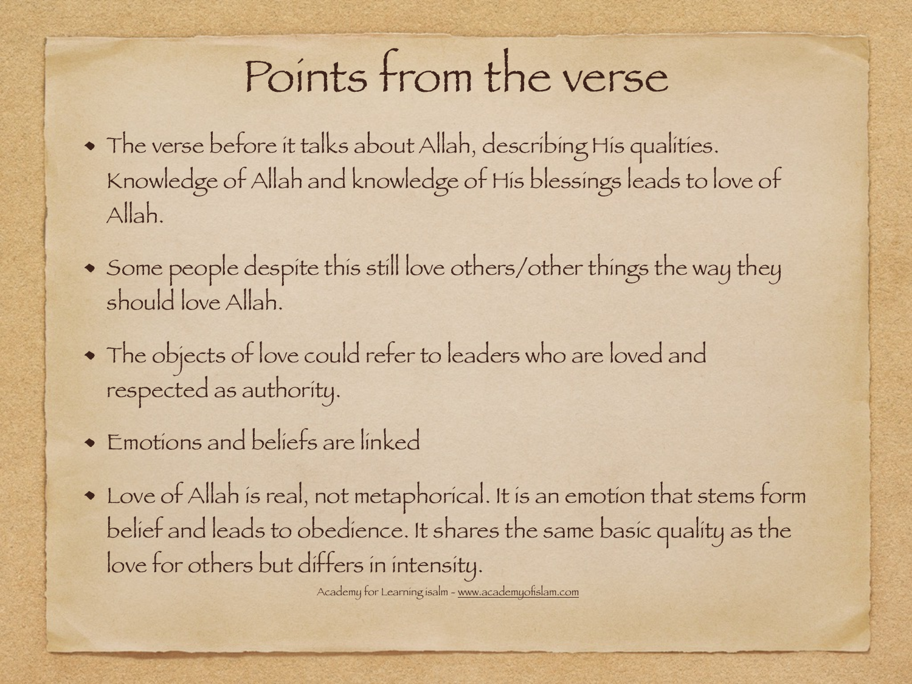# Points from the verse

- The verse before it talks about Allah, describing His qualities. Knowledge of Allah and knowledge of His blessings leads to love of Allah.
- Some people despite this still love others/other things the way they should love Allah.
- The objects of love could refer to leaders who are loved and respected as authority.
- Emotions and beliefs are linked
- Love of Allah is real, not metaphorical. It is an emotion that stems form belief and leads to obedience. It shares the same basic quality as the love for others but differs in intensity.

Academy for Learning isalm - www.academyofislam.com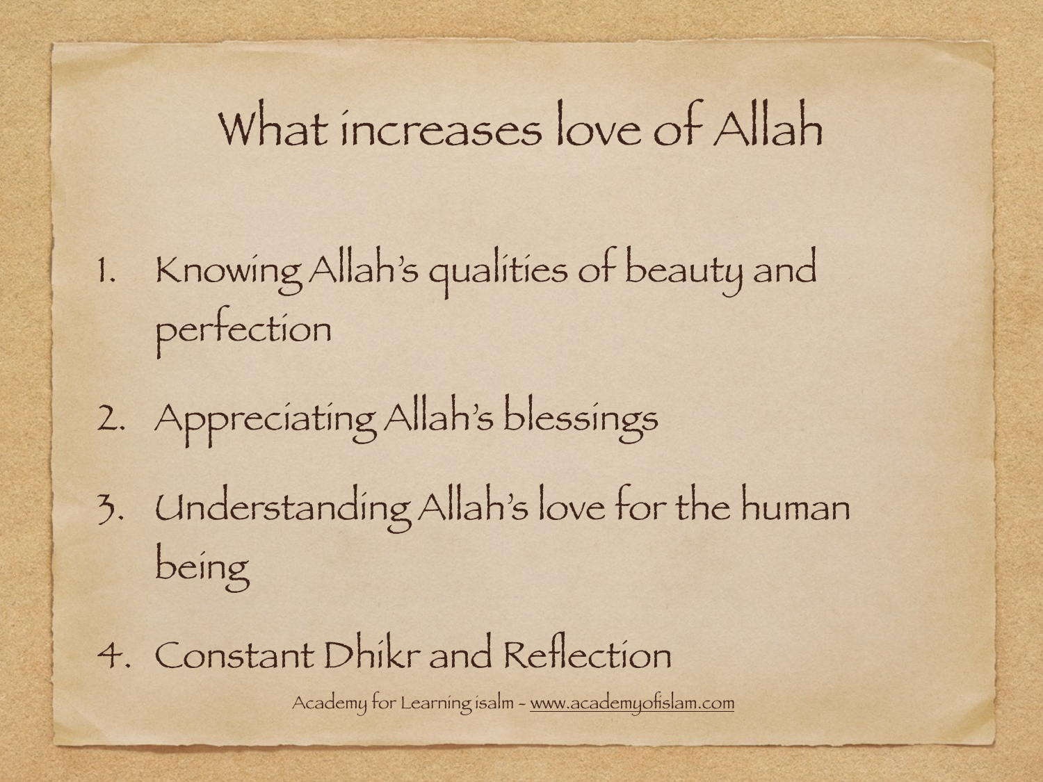# What increases love of Allah

1. Knowing Allah's qualities of beauty and perfection
2. Appreciating Allah's blessings
3. Understanding Allah's love for the human being
4. Constant Dhikr and Reflection

Academy for Learning isalm - www.academyofislam.com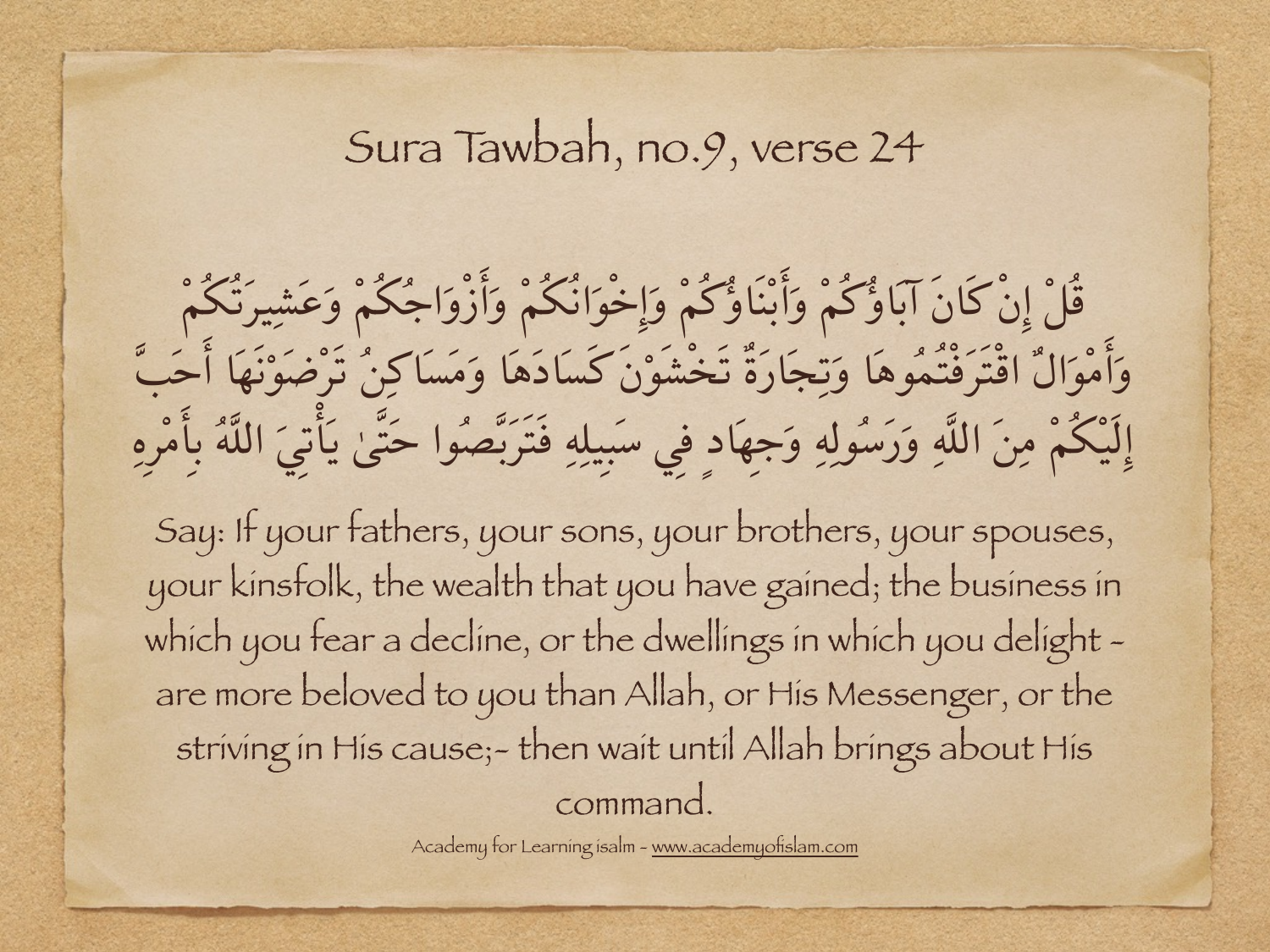# Sura Tawbah, no.9, verse 24

قُلْ إِنْ كَانَ آبَاؤُكُمْ وَأَبْنَاؤُكُمْ وَإِخْوَانُكُمْ وَأَزْوَاجُكُمْ وَعَشِيرَتُكُمْ وَأَمْوَالٌ اقْتَرَفْتُمُوهَا وَتِجَارَةٌ تَخْشَوْنَ كَسَادَهَا وَمَسَاكِنُ تَرْضَوْنَهَا أَحَبَّ إِلَيْكُمْ مِنَ اللَّهِ وَرَسُولِهِ وَجِهَادٍ فِي سَبِيلِهِ فَتَرَبَّصُوا حَتَّىٰ يَأْتِيَ اللَّهُ بِأَمْرِهِ

Say: If your fathers, your sons, your brothers, your spouses, your kinsfolk, the wealth that you have gained; the business in which you fear a decline, or the dwellings in which you delight - are more beloved to you than Allah, or His Messenger, or the striving in His cause;- then wait until Allah brings about His command.

Academy for Learning isalm - www.academyofislam.com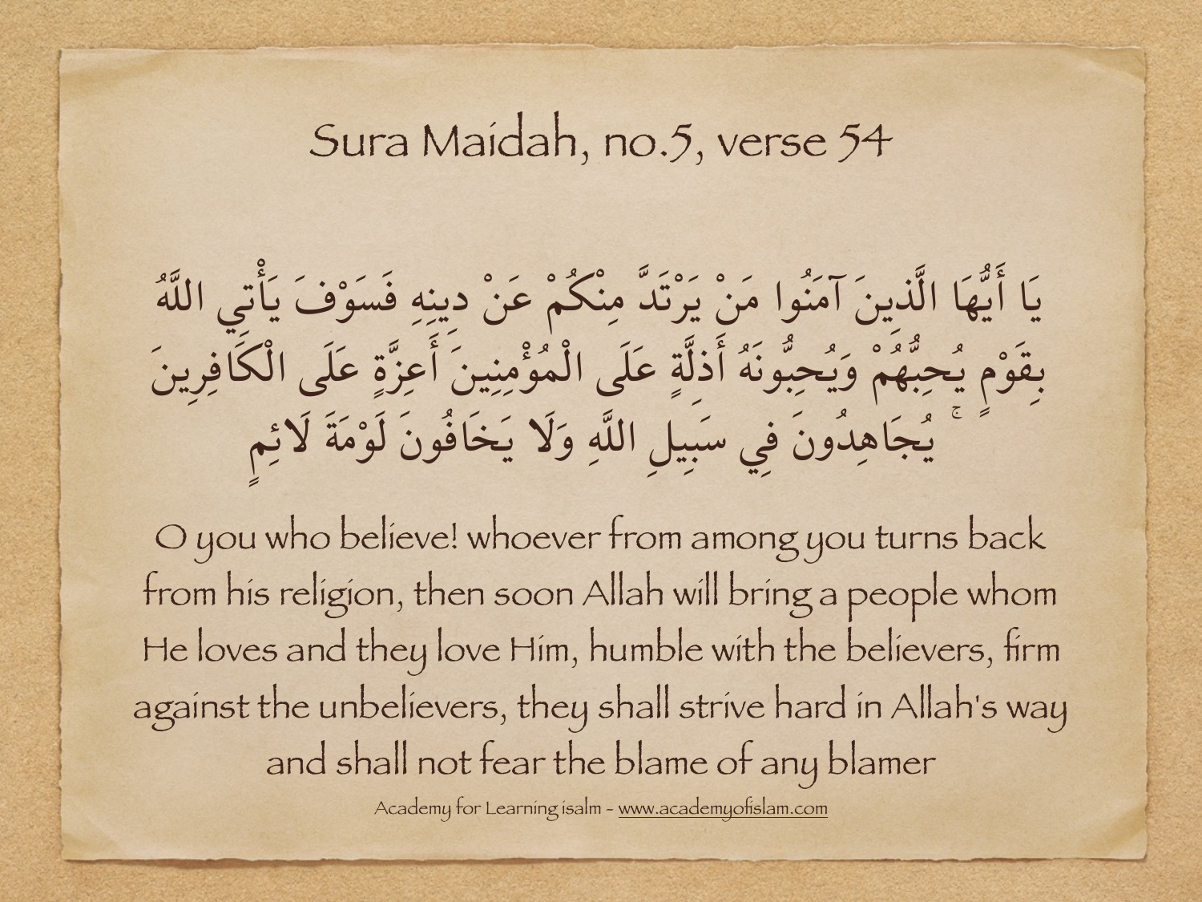# Sura Maidah, no.5, verse 54

يَا أَيُّهَا الَّذِينَ آمَنُوا مَنْ يَرْتَدَّ مِنْكُمْ عَنْ دِينِهِ فَسَوْفَ يَأْتِي اللَّهُ بِقَوْمٍ يُحِبُّهُمْ وَيُحِبُّونَهُ أَذِلَّةٍ عَلَى الْمُؤْمِنِينَ أَعِزَّةٍ عَلَى الْكَافِرِينَ يُجَاهِدُونَ فِي سَبِيلِ اللَّهِ وَلَا يَخَافُونَ لَوْمَةَ لَائِمٍ

O you who believe! whoever from among you turns back from his religion, then soon Allah will bring a people whom He loves and they love Him, humble with the believers, firm against the unbelievers, they shall strive hard in Allah's way and shall not fear the blame of any blamer

Academy for Learning isalm - www.academyofislam.com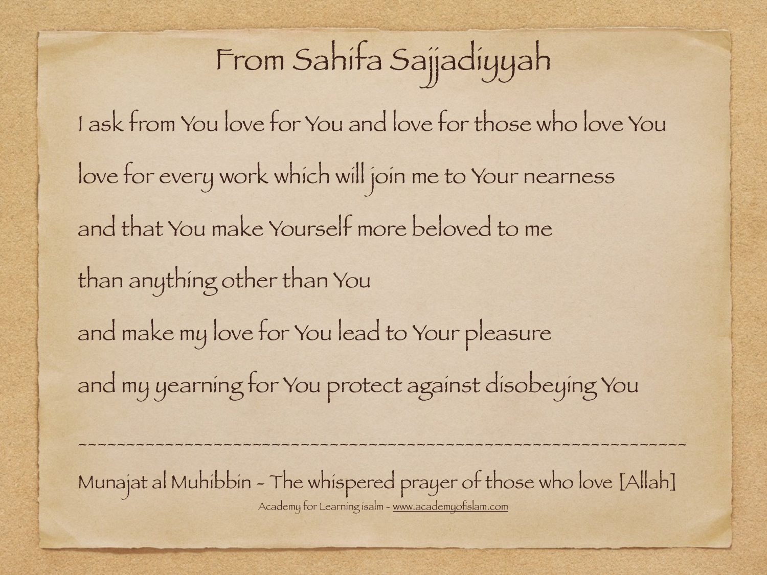# From Sahifa Sajjadiyyah

I ask from You love for You and love for those who love You

love for every work which will join me to Your nearness

and that You make Yourself more beloved to me

than anything other than You

and make my love for You lead to Your pleasure

and my yearning for You protect against disobeying You

---

Munajat al Muhibbin - The whispered prayer of those who love [Allah]

Academy for Learning isalm - www.academyofislam.com